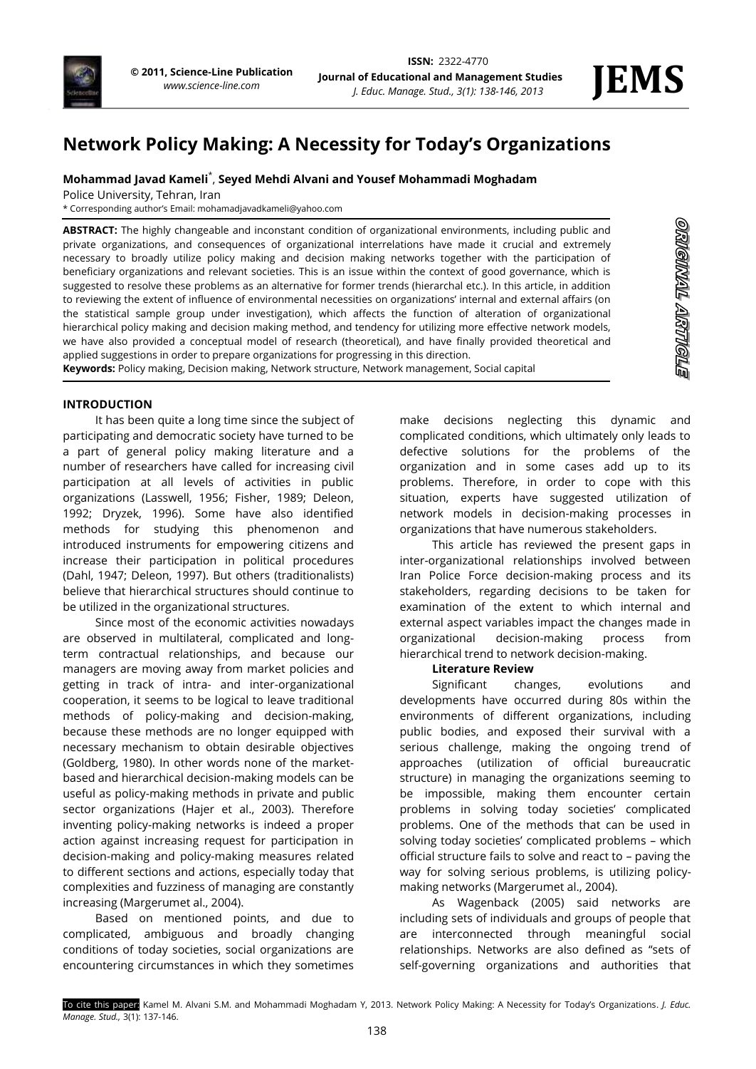# Network Policy Making: A Necessity for Today's Organizations

**Mohammad Javad Kameli***, **Seyed Mehdi Alvani and Yousef Mohammadi Moghadam**

Police University, Tehran, Iran

* Corresponding author's Email: mohamadjavadkameli@yahoo.com

**ABSTRACT:** The highly changeable and inconstant condition of organizational environments, including public and private organizations, and consequences of organizational interrelations have made it crucial and extremely necessary to broadly utilize policy making and decision making networks together with the participation of beneficiary organizations and relevant societies. This is an issue within the context of good governance, which is suggested to resolve these problems as an alternative for former trends (hierarchal etc.). In this article, in addition to reviewing the extent of influence of environmental necessities on organizations' internal and external affairs (on the statistical sample group under investigation), which affects the function of alteration of organizational hierarchical policy making and decision making method, and tendency for utilizing more effective network models, we have also provided a conceptual model of research (theoretical), and have finally provided theoretical and applied suggestions in order to prepare organizations for progressing in this direction.

**Keywords:** Policy making, Decision making, Network structure, Network management, Social capital

ORIGINAL ARTICLE

## INTRODUCTION

It has been quite a long time since the subject of participating and democratic society have turned to be a part of general policy making literature and a number of researchers have called for increasing civil participation at all levels of activities in public organizations (Lasswell, 1956; Fisher, 1989; Deleon, 1992; Dryzek, 1996). Some have also identified methods for studying this phenomenon and introduced instruments for empowering citizens and increase their participation in political procedures (Dahl, 1947; Deleon, 1997). But others (traditionalists) believe that hierarchical structures should continue to be utilized in the organizational structures.

Since most of the economic activities nowadays are observed in multilateral, complicated and long-term contractual relationships, and because our managers are moving away from market policies and getting in track of intra- and inter-organizational cooperation, it seems to be logical to leave traditional methods of policy-making and decision-making, because these methods are no longer equipped with necessary mechanism to obtain desirable objectives (Goldberg, 1980). In other words none of the market-based and hierarchical decision-making models can be useful as policy-making methods in private and public sector organizations (Hajer et al., 2003). Therefore inventing policy-making networks is indeed a proper action against increasing request for participation in decision-making and policy-making measures related to different sections and actions, especially today that complexities and fuzziness of managing are constantly increasing (Margerumet al., 2004).

Based on mentioned points, and due to complicated, ambiguous and broadly changing conditions of today societies, social organizations are encountering circumstances in which they sometimes make decisions neglecting this dynamic and complicated conditions, which ultimately only leads to defective solutions for the problems of the organization and in some cases add up to its problems. Therefore, in order to cope with this situation, experts have suggested utilization of network models in decision-making processes in organizations that have numerous stakeholders.

This article has reviewed the present gaps in inter-organizational relationships involved between Iran Police Force decision-making process and its stakeholders, regarding decisions to be taken for examination of the extent to which internal and external aspect variables impact the changes made in organizational decision-making process from hierarchical trend to network decision-making.

### Literature Review

Significant changes, evolutions and developments have occurred during 80s within the environments of different organizations, including public bodies, and exposed their survival with a serious challenge, making the ongoing trend of approaches (utilization of official bureaucratic structure) in managing the organizations seeming to be impossible, making them encounter certain problems in solving today societies' complicated problems. One of the methods that can be used in solving today societies' complicated problems – which official structure fails to solve and react to – paving the way for solving serious problems, is utilizing policy-making networks (Margerumet al., 2004).

As Wagenback (2005) said networks are including sets of individuals and groups of people that are interconnected through meaningful social relationships. Networks are also defined as "sets of self-governing organizations and authorities that

To cite this paper: Kamel M. Alvani S.M. and Mohammadi Moghadam Y, 2013. Network Policy Making: A Necessity for Today's Organizations. *J. Educ. Manage. Stud.,* 3(1): 137-146.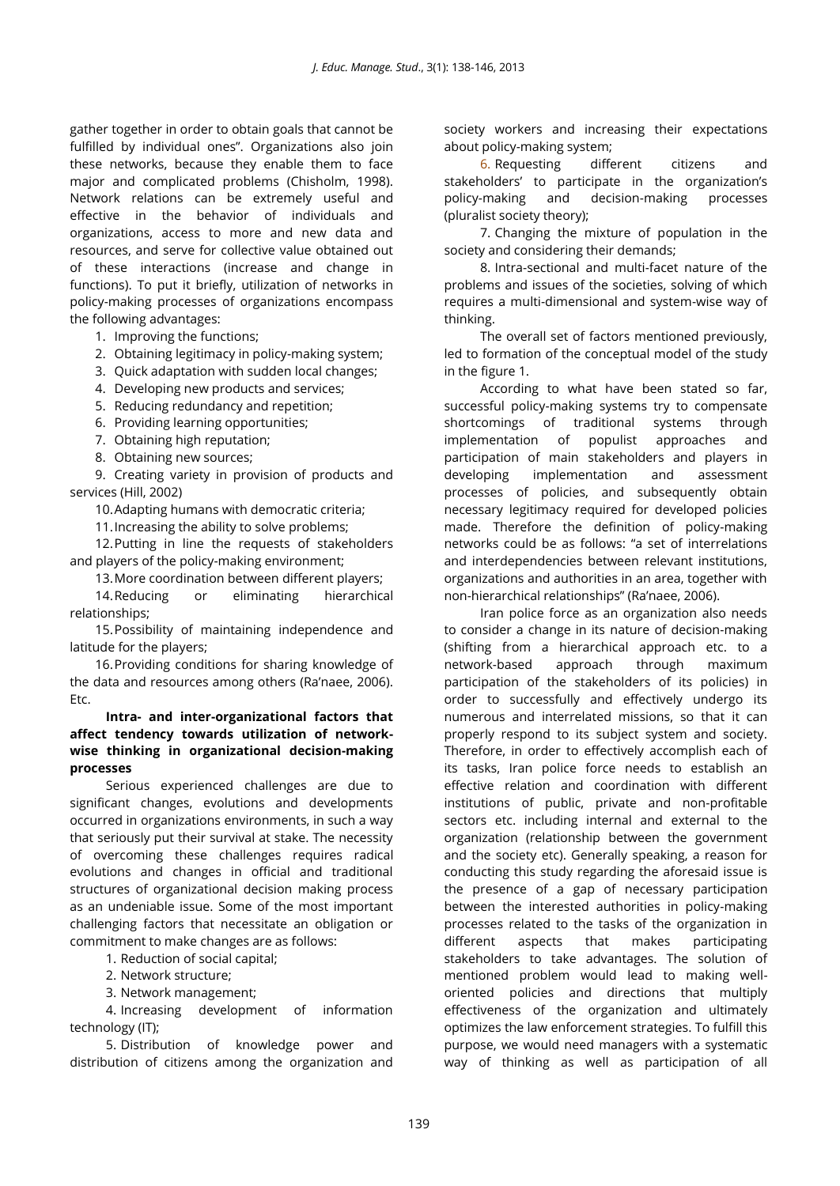gather together in order to obtain goals that cannot be fulfilled by individual ones". Organizations also join these networks, because they enable them to face major and complicated problems (Chisholm, 1998). Network relations can be extremely useful and effective in the behavior of individuals and organizations, access to more and new data and resources, and serve for collective value obtained out of these interactions (increase and change in functions). To put it briefly, utilization of networks in policy-making processes of organizations encompass the following advantages:

1. Improving the functions;
2. Obtaining legitimacy in policy-making system;
3. Quick adaptation with sudden local changes;
4. Developing new products and services;
5. Reducing redundancy and repetition;
6. Providing learning opportunities;
7. Obtaining high reputation;
8. Obtaining new sources;
9. Creating variety in provision of products and services (Hill, 2002)
10. Adapting humans with democratic criteria;
11. Increasing the ability to solve problems;
12. Putting in line the requests of stakeholders and players of the policy-making environment;
13. More coordination between different players;
14. Reducing or eliminating hierarchical relationships;
15. Possibility of maintaining independence and latitude for the players;
16. Providing conditions for sharing knowledge of the data and resources among others (Ra'naee, 2006). Etc.

**Intra- and inter-organizational factors that affect tendency towards utilization of network-wise thinking in organizational decision-making processes**

Serious experienced challenges are due to significant changes, evolutions and developments occurred in organizations environments, in such a way that seriously put their survival at stake. The necessity of overcoming these challenges requires radical evolutions and changes in official and traditional structures of organizational decision making process as an undeniable issue. Some of the most important challenging factors that necessitate an obligation or commitment to make changes are as follows:

1. Reduction of social capital;
2. Network structure;
3. Network management;
4. Increasing development of information technology (IT);
5. Distribution of knowledge power and distribution of citizens among the organization and society workers and increasing their expectations about policy-making system;
6. Requesting different citizens and stakeholders' to participate in the organization's policy-making and decision-making processes (pluralist society theory);
7. Changing the mixture of population in the society and considering their demands;
8. Intra-sectional and multi-facet nature of the problems and issues of the societies, solving of which requires a multi-dimensional and system-wise way of thinking.

The overall set of factors mentioned previously, led to formation of the conceptual model of the study in the figure 1.

According to what have been stated so far, successful policy-making systems try to compensate shortcomings of traditional systems through implementation of populist approaches and participation of main stakeholders and players in developing implementation and assessment processes of policies, and subsequently obtain necessary legitimacy required for developed policies made. Therefore the definition of policy-making networks could be as follows: "a set of interrelations and interdependencies between relevant institutions, organizations and authorities in an area, together with non-hierarchical relationships" (Ra'naee, 2006).

Iran police force as an organization also needs to consider a change in its nature of decision-making (shifting from a hierarchical approach etc. to a network-based approach through maximum participation of the stakeholders of its policies) in order to successfully and effectively undergo its numerous and interrelated missions, so that it can properly respond to its subject system and society. Therefore, in order to effectively accomplish each of its tasks, Iran police force needs to establish an effective relation and coordination with different institutions of public, private and non-profitable sectors etc. including internal and external to the organization (relationship between the government and the society etc). Generally speaking, a reason for conducting this study regarding the aforesaid issue is the presence of a gap of necessary participation between the interested authorities in policy-making processes related to the tasks of the organization in different aspects that makes participating stakeholders to take advantages. The solution of mentioned problem would lead to making well-oriented policies and directions that multiply effectiveness of the organization and ultimately optimizes the law enforcement strategies. To fulfill this purpose, we would need managers with a systematic way of thinking as well as participation of all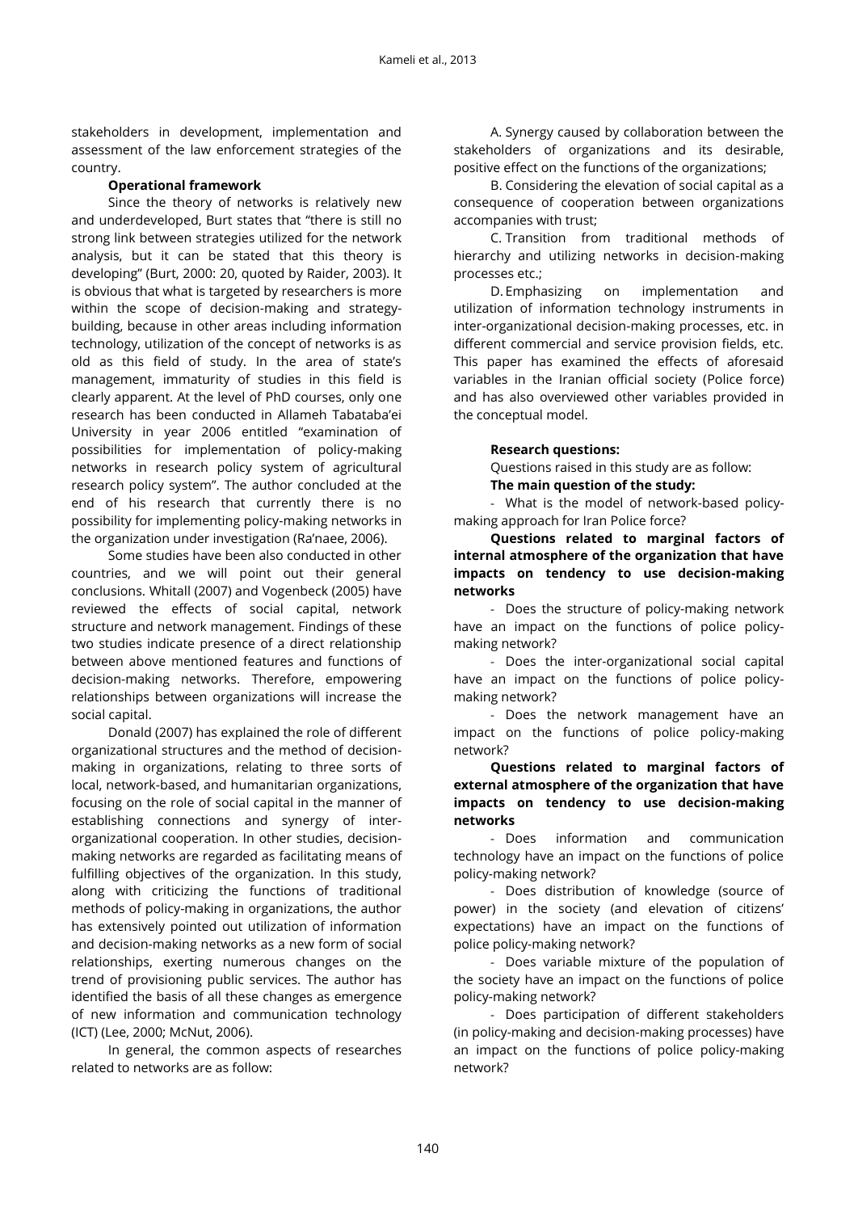stakeholders in development, implementation and assessment of the law enforcement strategies of the country.

**Operational framework**

Since the theory of networks is relatively new and underdeveloped, Burt states that "there is still no strong link between strategies utilized for the network analysis, but it can be stated that this theory is developing" (Burt, 2000: 20, quoted by Raider, 2003). It is obvious that what is targeted by researchers is more within the scope of decision-making and strategy-building, because in other areas including information technology, utilization of the concept of networks is as old as this field of study. In the area of state's management, immaturity of studies in this field is clearly apparent. At the level of PhD courses, only one research has been conducted in Allameh Tabataba'ei University in year 2006 entitled "examination of possibilities for implementation of policy-making networks in research policy system of agricultural research policy system". The author concluded at the end of his research that currently there is no possibility for implementing policy-making networks in the organization under investigation (Ra'naee, 2006).

Some studies have been also conducted in other countries, and we will point out their general conclusions. Whitall (2007) and Vogenbeck (2005) have reviewed the effects of social capital, network structure and network management. Findings of these two studies indicate presence of a direct relationship between above mentioned features and functions of decision-making networks. Therefore, empowering relationships between organizations will increase the social capital.

Donald (2007) has explained the role of different organizational structures and the method of decision-making in organizations, relating to three sorts of local, network-based, and humanitarian organizations, focusing on the role of social capital in the manner of establishing connections and synergy of inter-organizational cooperation. In other studies, decision-making networks are regarded as facilitating means of fulfilling objectives of the organization. In this study, along with criticizing the functions of traditional methods of policy-making in organizations, the author has extensively pointed out utilization of information and decision-making networks as a new form of social relationships, exerting numerous changes on the trend of provisioning public services. The author has identified the basis of all these changes as emergence of new information and communication technology (ICT) (Lee, 2000; McNut, 2006).

In general, the common aspects of researches related to networks are as follow:

A. Synergy caused by collaboration between the stakeholders of organizations and its desirable, positive effect on the functions of the organizations;

B. Considering the elevation of social capital as a consequence of cooperation between organizations accompanies with trust;

C. Transition from traditional methods of hierarchy and utilizing networks in decision-making processes etc.;

D. Emphasizing on implementation and utilization of information technology instruments in inter-organizational decision-making processes, etc. in different commercial and service provision fields, etc. This paper has examined the effects of aforesaid variables in the Iranian official society (Police force) and has also overviewed other variables provided in the conceptual model.

**Research questions:**

Questions raised in this study are as follow:

**The main question of the study:**

- What is the model of network-based policy-making approach for Iran Police force?

**Questions related to marginal factors of internal atmosphere of the organization that have impacts on tendency to use decision-making networks**

- Does the structure of policy-making network have an impact on the functions of police policy-making network?
- Does the inter-organizational social capital have an impact on the functions of police policy-making network?
- Does the network management have an impact on the functions of police policy-making network?

**Questions related to marginal factors of external atmosphere of the organization that have impacts on tendency to use decision-making networks**

- Does information and communication technology have an impact on the functions of police policy-making network?
- Does distribution of knowledge (source of power) in the society (and elevation of citizens' expectations) have an impact on the functions of police policy-making network?
- Does variable mixture of the population of the society have an impact on the functions of police policy-making network?
- Does participation of different stakeholders (in policy-making and decision-making processes) have an impact on the functions of police policy-making network?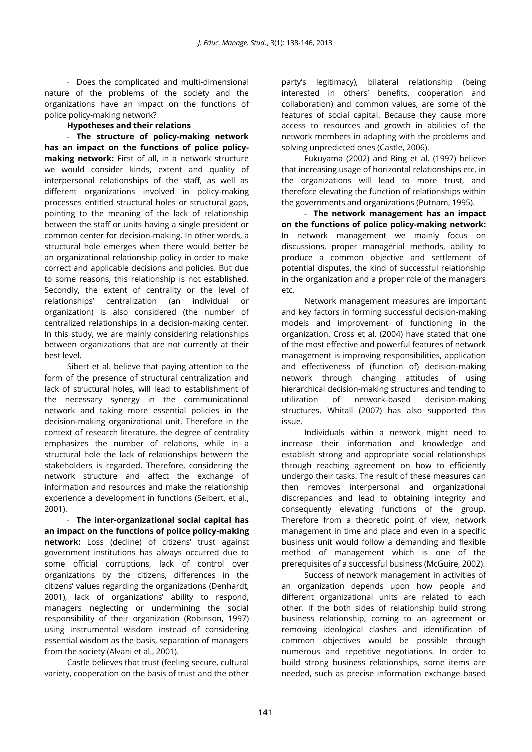- Does the complicated and multi-dimensional nature of the problems of the society and the organizations have an impact on the functions of police policy-making network?

**Hypotheses and their relations**

- **The structure of policy-making network has an impact on the functions of police policy-making network:** First of all, in a network structure we would consider kinds, extent and quality of interpersonal relationships of the staff, as well as different organizations involved in policy-making processes entitled structural holes or structural gaps, pointing to the meaning of the lack of relationship between the staff or units having a single president or common center for decision-making. In other words, a structural hole emerges when there would better be an organizational relationship policy in order to make correct and applicable decisions and policies. But due to some reasons, this relationship is not established. Secondly, the extent of centrality or the level of relationships' centralization (an individual or organization) is also considered (the number of centralized relationships in a decision-making center. In this study, we are mainly considering relationships between organizations that are not currently at their best level.

Sibert et al. believe that paying attention to the form of the presence of structural centralization and lack of structural holes, will lead to establishment of the necessary synergy in the communicational network and taking more essential policies in the decision-making organizational unit. Therefore in the context of research literature, the degree of centrality emphasizes the number of relations, while in a structural hole the lack of relationships between the stakeholders is regarded. Therefore, considering the network structure and affect the exchange of information and resources and make the relationship experience a development in functions (Seibert, et al., 2001).

- **The inter-organizational social capital has an impact on the functions of police policy-making network:** Loss (decline) of citizens' trust against government institutions has always occurred due to some official corruptions, lack of control over organizations by the citizens, differences in the citizens' values regarding the organizations (Denhardt, 2001), lack of organizations' ability to respond, managers neglecting or undermining the social responsibility of their organization (Robinson, 1997) using instrumental wisdom instead of considering essential wisdom as the basis, separation of managers from the society (Alvani et al., 2001).

Castle believes that trust (feeling secure, cultural variety, cooperation on the basis of trust and the other party's legitimacy), bilateral relationship (being interested in others' benefits, cooperation and collaboration) and common values, are some of the features of social capital. Because they cause more access to resources and growth in abilities of the network members in adapting with the problems and solving unpredicted ones (Castle, 2006).

Fukuyama (2002) and Ring et al. (1997) believe that increasing usage of horizontal relationships etc. in the organizations will lead to more trust, and therefore elevating the function of relationships within the governments and organizations (Putnam, 1995).

- **The network management has an impact on the functions of police policy-making network:** In network management we mainly focus on discussions, proper managerial methods, ability to produce a common objective and settlement of potential disputes, the kind of successful relationship in the organization and a proper role of the managers etc.

Network management measures are important and key factors in forming successful decision-making models and improvement of functioning in the organization. Cross et al. (2004) have stated that one of the most effective and powerful features of network management is improving responsibilities, application and effectiveness of (function of) decision-making network through changing attitudes of using hierarchical decision-making structures and tending to utilization of network-based decision-making structures. Whitall (2007) has also supported this issue.

Individuals within a network might need to increase their information and knowledge and establish strong and appropriate social relationships through reaching agreement on how to efficiently undergo their tasks. The result of these measures can then removes interpersonal and organizational discrepancies and lead to obtaining integrity and consequently elevating functions of the group. Therefore from a theoretic point of view, network management in time and place and even in a specific business unit would follow a demanding and flexible method of management which is one of the prerequisites of a successful business (McGuire, 2002).

Success of network management in activities of an organization depends upon how people and different organizational units are related to each other. If the both sides of relationship build strong business relationship, coming to an agreement or removing ideological clashes and identification of common objectives would be possible through numerous and repetitive negotiations. In order to build strong business relationships, some items are needed, such as precise information exchange based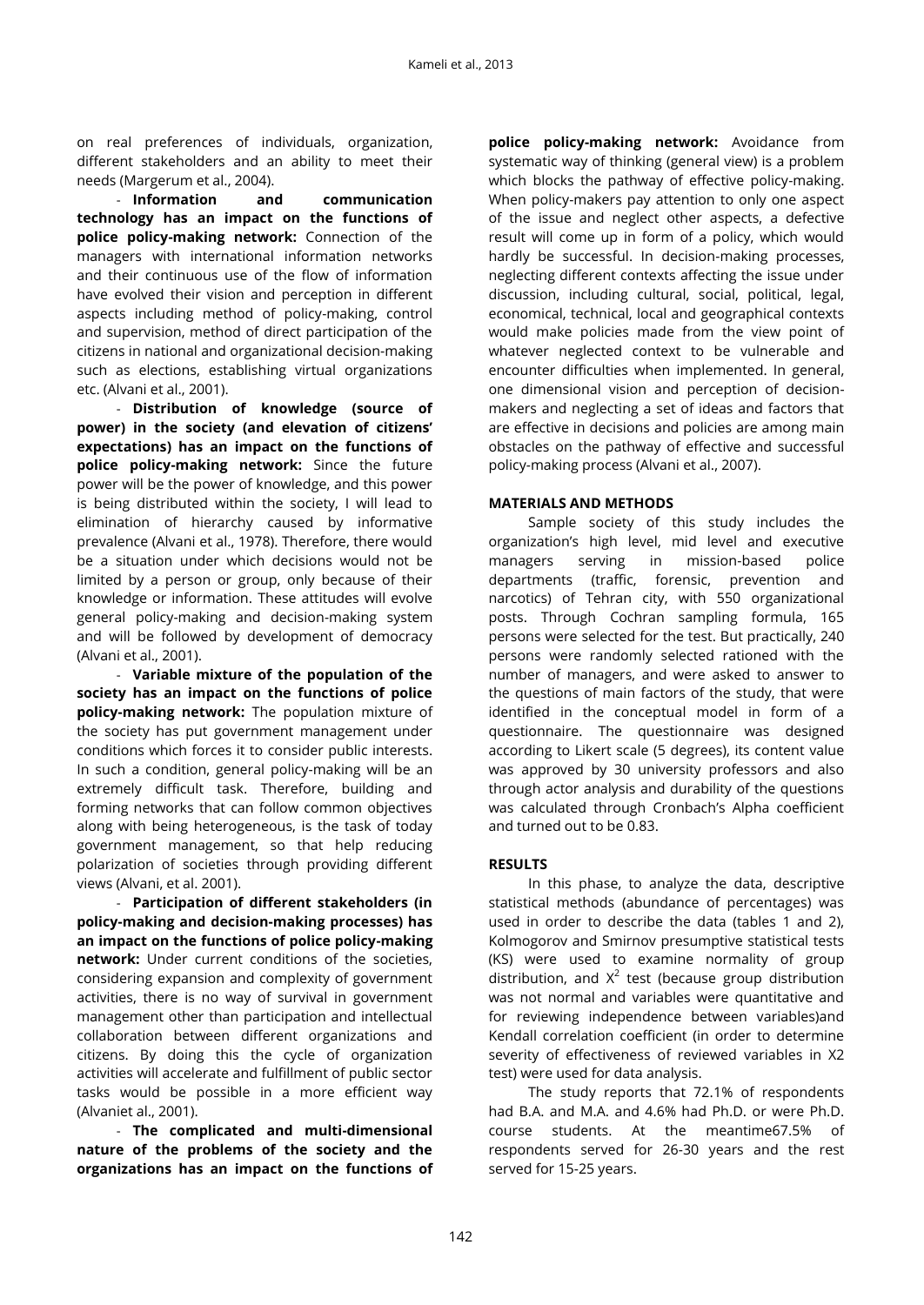on real preferences of individuals, organization, different stakeholders and an ability to meet their needs (Margerum et al., 2004).

- **Information and communication technology has an impact on the functions of police policy-making network:** Connection of the managers with international information networks and their continuous use of the flow of information have evolved their vision and perception in different aspects including method of policy-making, control and supervision, method of direct participation of the citizens in national and organizational decision-making such as elections, establishing virtual organizations etc. (Alvani et al., 2001).

- **Distribution of knowledge (source of power) in the society (and elevation of citizens' expectations) has an impact on the functions of police policy-making network:** Since the future power will be the power of knowledge, and this power is being distributed within the society, I will lead to elimination of hierarchy caused by informative prevalence (Alvani et al., 1978). Therefore, there would be a situation under which decisions would not be limited by a person or group, only because of their knowledge or information. These attitudes will evolve general policy-making and decision-making system and will be followed by development of democracy (Alvani et al., 2001).

- **Variable mixture of the population of the society has an impact on the functions of police policy-making network:** The population mixture of the society has put government management under conditions which forces it to consider public interests. In such a condition, general policy-making will be an extremely difficult task. Therefore, building and forming networks that can follow common objectives along with being heterogeneous, is the task of today government management, so that help reducing polarization of societies through providing different views (Alvani, et al. 2001).

- **Participation of different stakeholders (in policy-making and decision-making processes) has an impact on the functions of police policy-making network:** Under current conditions of the societies, considering expansion and complexity of government activities, there is no way of survival in government management other than participation and intellectual collaboration between different organizations and citizens. By doing this the cycle of organization activities will accelerate and fulfillment of public sector tasks would be possible in a more efficient way (Alvaniet al., 2001).

- **The complicated and multi-dimensional nature of the problems of the society and the organizations has an impact on the functions of police policy-making network:** Avoidance from systematic way of thinking (general view) is a problem which blocks the pathway of effective policy-making. When policy-makers pay attention to only one aspect of the issue and neglect other aspects, a defective result will come up in form of a policy, which would hardly be successful. In decision-making processes, neglecting different contexts affecting the issue under discussion, including cultural, social, political, legal, economical, technical, local and geographical contexts would make policies made from the view point of whatever neglected context to be vulnerable and encounter difficulties when implemented. In general, one dimensional vision and perception of decision-makers and neglecting a set of ideas and factors that are effective in decisions and policies are among main obstacles on the pathway of effective and successful policy-making process (Alvani et al., 2007).

## MATERIALS AND METHODS

Sample society of this study includes the organization's high level, mid level and executive managers serving in mission-based police departments (traffic, forensic, prevention and narcotics) of Tehran city, with 550 organizational posts. Through Cochran sampling formula, 165 persons were selected for the test. But practically, 240 persons were randomly selected rationed with the number of managers, and were asked to answer to the questions of main factors of the study, that were identified in the conceptual model in form of a questionnaire. The questionnaire was designed according to Likert scale (5 degrees), its content value was approved by 30 university professors and also through actor analysis and durability of the questions was calculated through Cronbach's Alpha coefficient and turned out to be 0.83.

## RESULTS

In this phase, to analyze the data, descriptive statistical methods (abundance of percentages) was used in order to describe the data (tables 1 and 2), Kolmogorov and Smirnov presumptive statistical tests (KS) were used to examine normality of group distribution, and $X^2$ test (because group distribution was not normal and variables were quantitative and for reviewing independence between variables)and Kendall correlation coefficient (in order to determine severity of effectiveness of reviewed variables in X2 test) were used for data analysis.

The study reports that 72.1% of respondents had B.A. and M.A. and 4.6% had Ph.D. or were Ph.D. course students. At the meantime67.5% of respondents served for 26-30 years and the rest served for 15-25 years.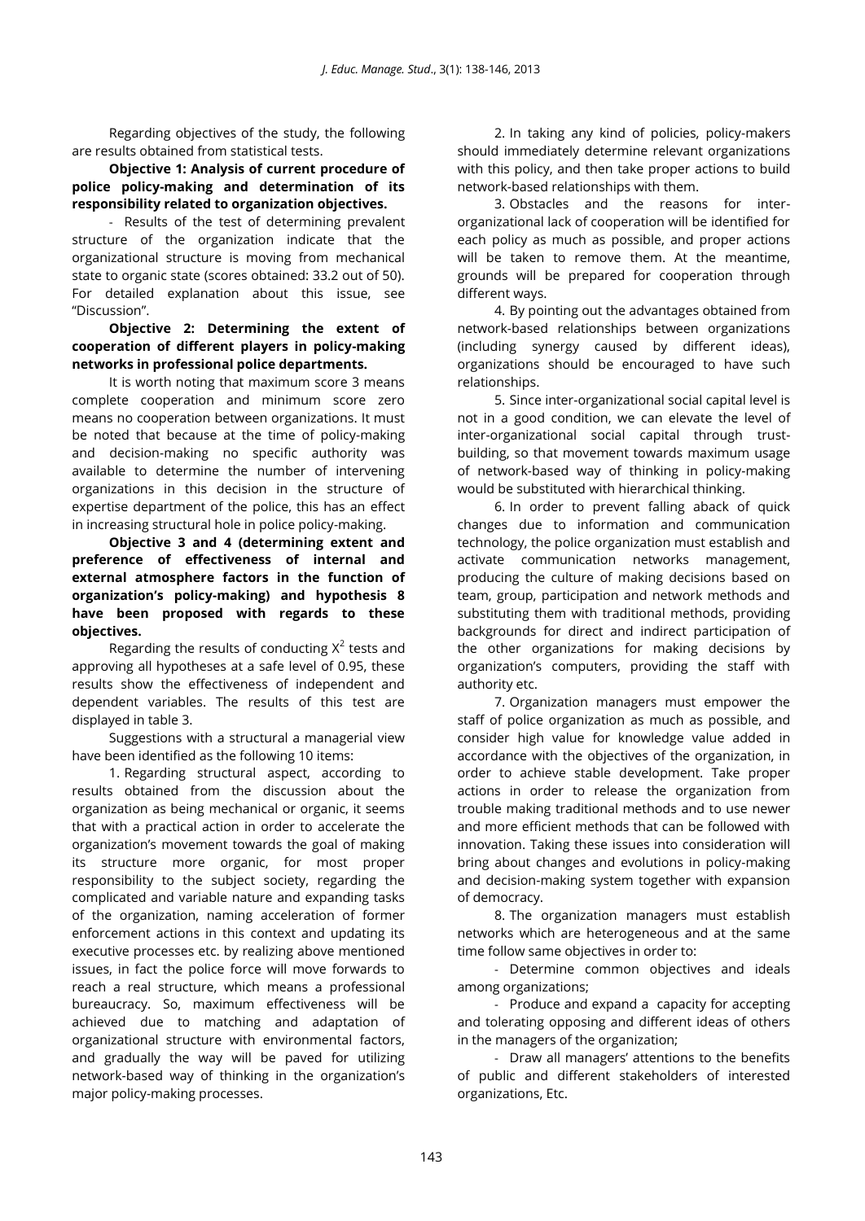Regarding objectives of the study, the following are results obtained from statistical tests.

**Objective 1: Analysis of current procedure of police policy-making and determination of its responsibility related to organization objectives.**

- Results of the test of determining prevalent structure of the organization indicate that the organizational structure is moving from mechanical state to organic state (scores obtained: 33.2 out of 50). For detailed explanation about this issue, see "Discussion".

**Objective 2: Determining the extent of cooperation of different players in policy-making networks in professional police departments.**

It is worth noting that maximum score 3 means complete cooperation and minimum score zero means no cooperation between organizations. It must be noted that because at the time of policy-making and decision-making no specific authority was available to determine the number of intervening organizations in this decision in the structure of expertise department of the police, this has an effect in increasing structural hole in police policy-making.

**Objective 3 and 4 (determining extent and preference of effectiveness of internal and external atmosphere factors in the function of organization's policy-making) and hypothesis 8 have been proposed with regards to these objectives.**

Regarding the results of conducting $X^2$ tests and approving all hypotheses at a safe level of 0.95, these results show the effectiveness of independent and dependent variables. The results of this test are displayed in table 3.

Suggestions with a structural a managerial view have been identified as the following 10 items:

1. Regarding structural aspect, according to results obtained from the discussion about the organization as being mechanical or organic, it seems that with a practical action in order to accelerate the organization's movement towards the goal of making its structure more organic, for most proper responsibility to the subject society, regarding the complicated and variable nature and expanding tasks of the organization, naming acceleration of former enforcement actions in this context and updating its executive processes etc. by realizing above mentioned issues, in fact the police force will move forwards to reach a real structure, which means a professional bureaucracy. So, maximum effectiveness will be achieved due to matching and adaptation of organizational structure with environmental factors, and gradually the way will be paved for utilizing network-based way of thinking in the organization's major policy-making processes.

2. In taking any kind of policies, policy-makers should immediately determine relevant organizations with this policy, and then take proper actions to build network-based relationships with them.

3. Obstacles and the reasons for inter-organizational lack of cooperation will be identified for each policy as much as possible, and proper actions will be taken to remove them. At the meantime, grounds will be prepared for cooperation through different ways.

4. By pointing out the advantages obtained from network-based relationships between organizations (including synergy caused by different ideas), organizations should be encouraged to have such relationships.

5. Since inter-organizational social capital level is not in a good condition, we can elevate the level of inter-organizational social capital through trust-building, so that movement towards maximum usage of network-based way of thinking in policy-making would be substituted with hierarchical thinking.

6. In order to prevent falling aback of quick changes due to information and communication technology, the police organization must establish and activate communication networks management, producing the culture of making decisions based on team, group, participation and network methods and substituting them with traditional methods, providing backgrounds for direct and indirect participation of the other organizations for making decisions by organization's computers, providing the staff with authority etc.

7. Organization managers must empower the staff of police organization as much as possible, and consider high value for knowledge value added in accordance with the objectives of the organization, in order to achieve stable development. Take proper actions in order to release the organization from trouble making traditional methods and to use newer and more efficient methods that can be followed with innovation. Taking these issues into consideration will bring about changes and evolutions in policy-making and decision-making system together with expansion of democracy.

8. The organization managers must establish networks which are heterogeneous and at the same time follow same objectives in order to:

- Determine common objectives and ideals among organizations;
- Produce and expand a capacity for accepting and tolerating opposing and different ideas of others in the managers of the organization;
- Draw all managers' attentions to the benefits of public and different stakeholders of interested organizations, Etc.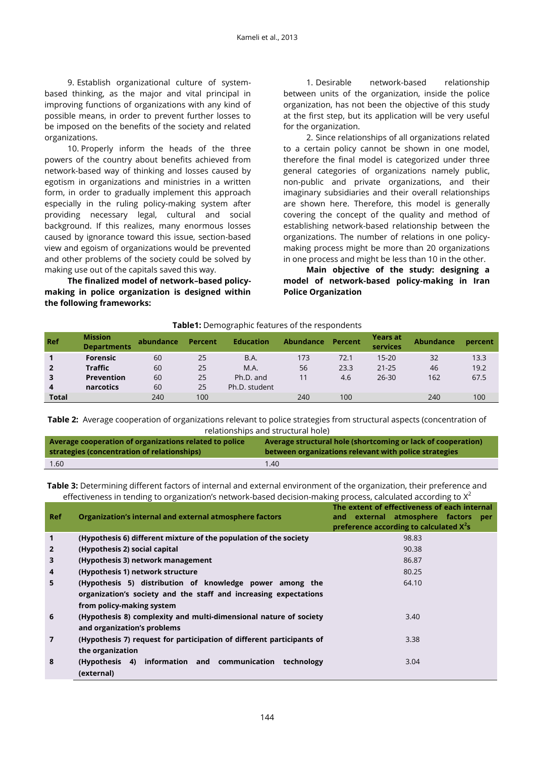9. Establish organizational culture of system-based thinking, as the major and vital principal in improving functions of organizations with any kind of possible means, in order to prevent further losses to be imposed on the benefits of the society and related organizations.

10. Properly inform the heads of the three powers of the country about benefits achieved from network-based way of thinking and losses caused by egotism in organizations and ministries in a written form, in order to gradually implement this approach especially in the ruling policy-making system after providing necessary legal, cultural and social background. If this realizes, many enormous losses caused by ignorance toward this issue, section-based view and egoism of organizations would be prevented and other problems of the society could be solved by making use out of the capitals saved this way.

**The finalized model of network–based policy-making in police organization is designed within the following frameworks:**

1. Desirable network-based relationship between units of the organization, inside the police organization, has not been the objective of this study at the first step, but its application will be very useful for the organization.

2. Since relationships of all organizations related to a certain policy cannot be shown in one model, therefore the final model is categorized under three general categories of organizations namely public, non-public and private organizations, and their imaginary subsidiaries and their overall relationships are shown here. Therefore, this model is generally covering the concept of the quality and method of establishing network-based relationship between the organizations. The number of relations in one policy-making process might be more than 20 organizations in one process and might be less than 10 in the other.

**Main objective of the study: designing a model of network-based policy-making in Iran Police Organization**

**Table1:** Demographic features of the respondents

| Ref | Mission Departments | abundance | Percent | Education | Abundance | Percent | Years at services | Abundance | percent |
|---|---|---|---|---|---|---|---|---|---|
| **1** | **Forensic** | 60 | 25 | B.A. | 173 | 72.1 | 15-20 | 32 | 13.3 |
| **2** | **Traffic** | 60 | 25 | M.A. | 56 | 23.3 | 21-25 | 46 | 19.2 |
| **3** | **Prevention** | 60 | 25 | Ph.D. and | 11 | 4.6 | 26-30 | 162 | 67.5 |
| **4** | **narcotics** | 60 | 25 | Ph.D. student | | | | | |
| **Total** | | 240 | 100 | | 240 | 100 | | 240 | 100 |

**Table 2:** Average cooperation of organizations relevant to police strategies from structural aspects (concentration of relationships and structural hole)

| Average cooperation of organizations related to police strategies (concentration of relationships) | Average structural hole (shortcoming or lack of cooperation) between organizations relevant with police strategies |
|---|---|
| 1.60 | 1.40 |

**Table 3:** Determining different factors of internal and external environment of the organization, their preference and effectiveness in tending to organization's network-based decision-making process, calculated according to $X^2$

| Ref | Organization's internal and external atmosphere factors | The extent of effectiveness of each internal and external atmosphere factors per preference according to calculated $X^2$s |
|---|---|---|
| **1** | **(Hypothesis 6) different mixture of the population of the society** | 98.83 |
| **2** | **(Hypothesis 2) social capital** | 90.38 |
| **3** | **(Hypothesis 3) network management** | 86.87 |
| **4** | **(Hypothesis 1) network structure** | 80.25 |
| **5** | **(Hypothesis 5) distribution of knowledge power among the organization's society and the staff and increasing expectations from policy-making system** | 64.10 |
| **6** | **(Hypothesis 8) complexity and multi-dimensional nature of society and organization's problems** | 3.40 |
| **7** | **(Hypothesis 7) request for participation of different participants of the organization** | 3.38 |
| **8** | **(Hypothesis 4) information and communication technology (external)** | 3.04 |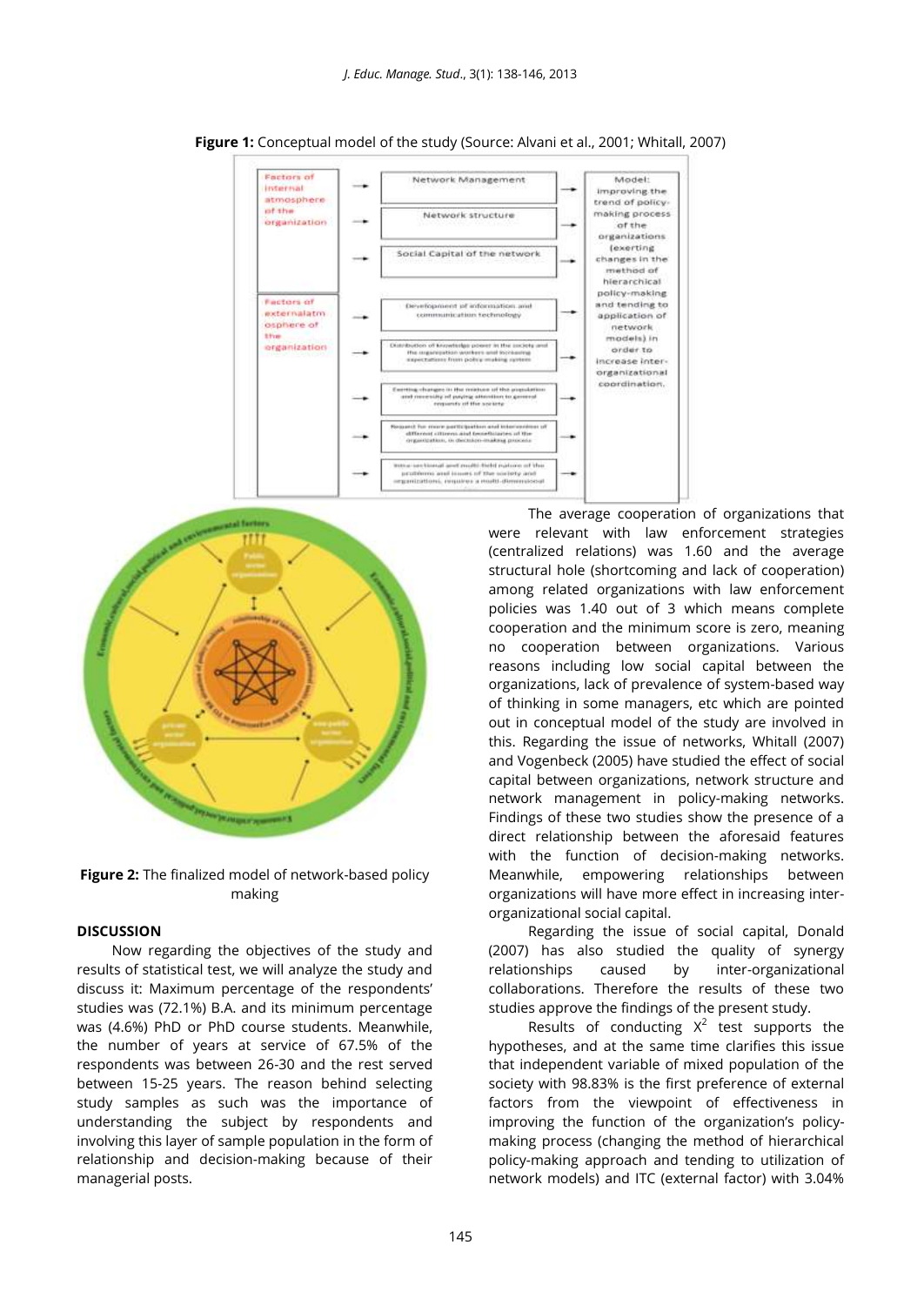**Figure 1:** Conceptual model of the study (Source: Alvani et al., 2001; Whitall, 2007)

**Figure 2:** The finalized model of network-based policy making

## DISCUSSION

Now regarding the objectives of the study and results of statistical test, we will analyze the study and discuss it: Maximum percentage of the respondents' studies was (72.1%) B.A. and its minimum percentage was (4.6%) PhD or PhD course students. Meanwhile, the number of years at service of 67.5% of the respondents was between 26-30 and the rest served between 15-25 years. The reason behind selecting study samples as such was the importance of understanding the subject by respondents and involving this layer of sample population in the form of relationship and decision-making because of their managerial posts.

The average cooperation of organizations that were relevant with law enforcement strategies (centralized relations) was 1.60 and the average structural hole (shortcoming and lack of cooperation) among related organizations with law enforcement policies was 1.40 out of 3 which means complete cooperation and the minimum score is zero, meaning no cooperation between organizations. Various reasons including low social capital between the organizations, lack of prevalence of system-based way of thinking in some managers, etc which are pointed out in conceptual model of the study are involved in this. Regarding the issue of networks, Whitall (2007) and Vogenbeck (2005) have studied the effect of social capital between organizations, network structure and network management in policy-making networks. Findings of these two studies show the presence of a direct relationship between the aforesaid features with the function of decision-making networks. Meanwhile, empowering relationships between organizations will have more effect in increasing inter-organizational social capital.

Regarding the issue of social capital, Donald (2007) has also studied the quality of synergy relationships caused by inter-organizational collaborations. Therefore the results of these two studies approve the findings of the present study.

Results of conducting $X^2$ test supports the hypotheses, and at the same time clarifies this issue that independent variable of mixed population of the society with 98.83% is the first preference of external factors from the viewpoint of effectiveness in improving the function of the organization's policy-making process (changing the method of hierarchical policy-making approach and tending to utilization of network models) and ITC (external factor) with 3.04%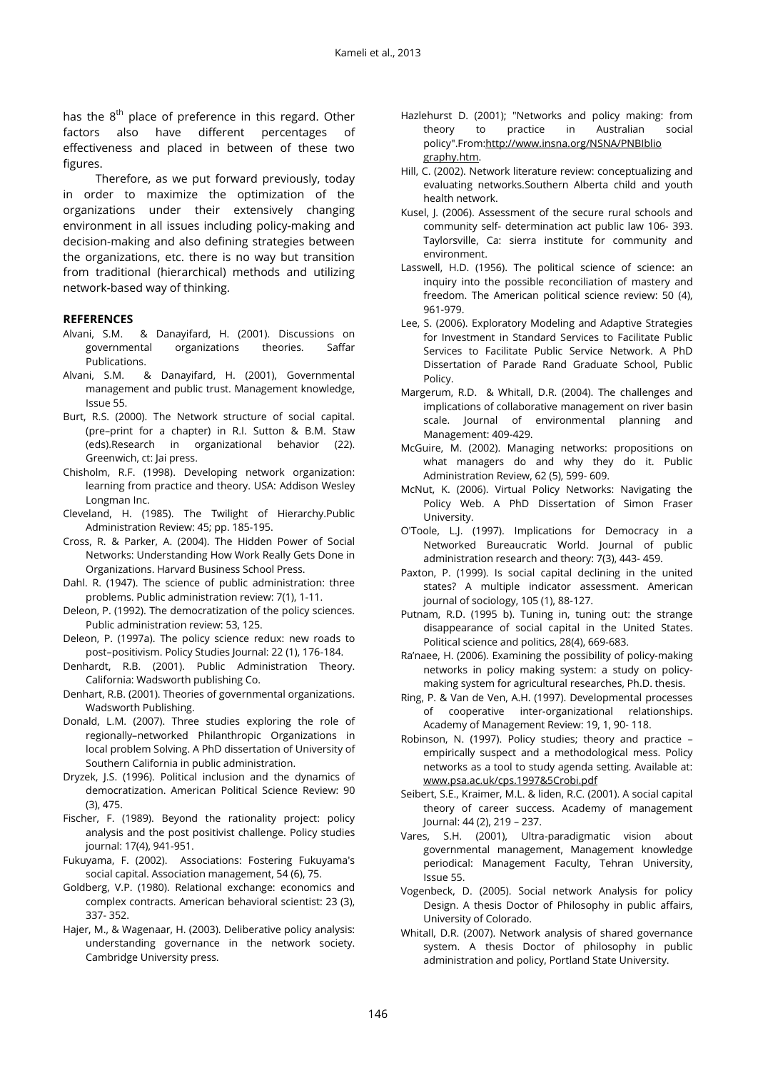has the 8th place of preference in this regard. Other factors also have different percentages of effectiveness and placed in between of these two figures.

Therefore, as we put forward previously, today in order to maximize the optimization of the organizations under their extensively changing environment in all issues including policy-making and decision-making and also defining strategies between the organizations, etc. there is no way but transition from traditional (hierarchical) methods and utilizing network-based way of thinking.

## REFERENCES

Alvani, S.M. & Danayifard, H. (2001). Discussions on governmental organizations theories. Saffar Publications.

Alvani, S.M. & Danayifard, H. (2001), Governmental management and public trust. Management knowledge, Issue 55.

Burt, R.S. (2000). The Network structure of social capital. (pre–print for a chapter) in R.I. Sutton & B.M. Staw (eds).Research in organizational behavior (22). Greenwich, ct: Jai press.

Chisholm, R.F. (1998). Developing network organization: learning from practice and theory. USA: Addison Wesley Longman Inc.

Cleveland, H. (1985). The Twilight of Hierarchy.Public Administration Review: 45; pp. 185-195.

Cross, R. & Parker, A. (2004). The Hidden Power of Social Networks: Understanding How Work Really Gets Done in Organizations. Harvard Business School Press.

Dahl. R. (1947). The science of public administration: three problems. Public administration review: 7(1), 1-11.

Deleon, P. (1992). The democratization of the policy sciences. Public administration review: 53, 125.

Deleon, P. (1997a). The policy science redux: new roads to post–positivism. Policy Studies Journal: 22 (1), 176-184.

Denhardt, R.B. (2001). Public Administration Theory. California: Wadsworth publishing Co.

Denhart, R.B. (2001). Theories of governmental organizations. Wadsworth Publishing.

Donald, L.M. (2007). Three studies exploring the role of regionally–networked Philanthropic Organizations in local problem Solving. A PhD dissertation of University of Southern California in public administration.

Dryzek, J.S. (1996). Political inclusion and the dynamics of democratization. American Political Science Review: 90 (3), 475.

Fischer, F. (1989). Beyond the rationality project: policy analysis and the post positivist challenge. Policy studies journal: 17(4), 941-951.

Fukuyama, F. (2002). Associations: Fostering Fukuyama's social capital. Association management, 54 (6), 75.

Goldberg, V.P. (1980). Relational exchange: economics and complex contracts. American behavioral scientist: 23 (3), 337- 352.

Hajer, M., & Wagenaar, H. (2003). Deliberative policy analysis: understanding governance in the network society. Cambridge University press.

Hazlehurst D. (2001); "Networks and policy making: from theory to practice in Australian social policy".From:http://www.insna.org/NSNA/PNBIbliography.htm.

Hill, C. (2002). Network literature review: conceptualizing and evaluating networks.Southern Alberta child and youth health network.

Kusel, J. (2006). Assessment of the secure rural schools and community self- determination act public law 106- 393. Taylorsville, Ca: sierra institute for community and environment.

Lasswell, H.D. (1956). The political science of science: an inquiry into the possible reconciliation of mastery and freedom. The American political science review: 50 (4), 961-979.

Lee, S. (2006). Exploratory Modeling and Adaptive Strategies for Investment in Standard Services to Facilitate Public Services to Facilitate Public Service Network. A PhD Dissertation of Parade Rand Graduate School, Public Policy.

Margerum, R.D. & Whitall, D.R. (2004). The challenges and implications of collaborative management on river basin scale. Journal of environmental planning and Management: 409-429.

McGuire, M. (2002). Managing networks: propositions on what managers do and why they do it. Public Administration Review, 62 (5), 599- 609.

McNut, K. (2006). Virtual Policy Networks: Navigating the Policy Web. A PhD Dissertation of Simon Fraser University.

O'Toole, L.J. (1997). Implications for Democracy in a Networked Bureaucratic World. Journal of public administration research and theory: 7(3), 443- 459.

Paxton, P. (1999). Is social capital declining in the united states? A multiple indicator assessment. American journal of sociology, 105 (1), 88-127.

Putnam, R.D. (1995 b). Tuning in, tuning out: the strange disappearance of social capital in the United States. Political science and politics, 28(4), 669-683.

Ra'naee, H. (2006). Examining the possibility of policy-making networks in policy making system: a study on policy-making system for agricultural researches, Ph.D. thesis.

Ring, P. & Van de Ven, A.H. (1997). Developmental processes of cooperative inter-organizational relationships. Academy of Management Review: 19, 1, 90- 118.

Robinson, N. (1997). Policy studies; theory and practice – empirically suspect and a methodological mess. Policy networks as a tool to study agenda setting. Available at: www.psa.ac.uk/cps.1997&5Crobi.pdf

Seibert, S.E., Kraimer, M.L. & liden, R.C. (2001). A social capital theory of career success. Academy of management Journal: 44 (2), 219 – 237.

Vares, S.H. (2001), Ultra-paradigmatic vision about governmental management, Management knowledge periodical: Management Faculty, Tehran University, Issue 55.

Vogenbeck, D. (2005). Social network Analysis for policy Design. A thesis Doctor of Philosophy in public affairs, University of Colorado.

Whitall, D.R. (2007). Network analysis of shared governance system. A thesis Doctor of philosophy in public administration and policy, Portland State University.